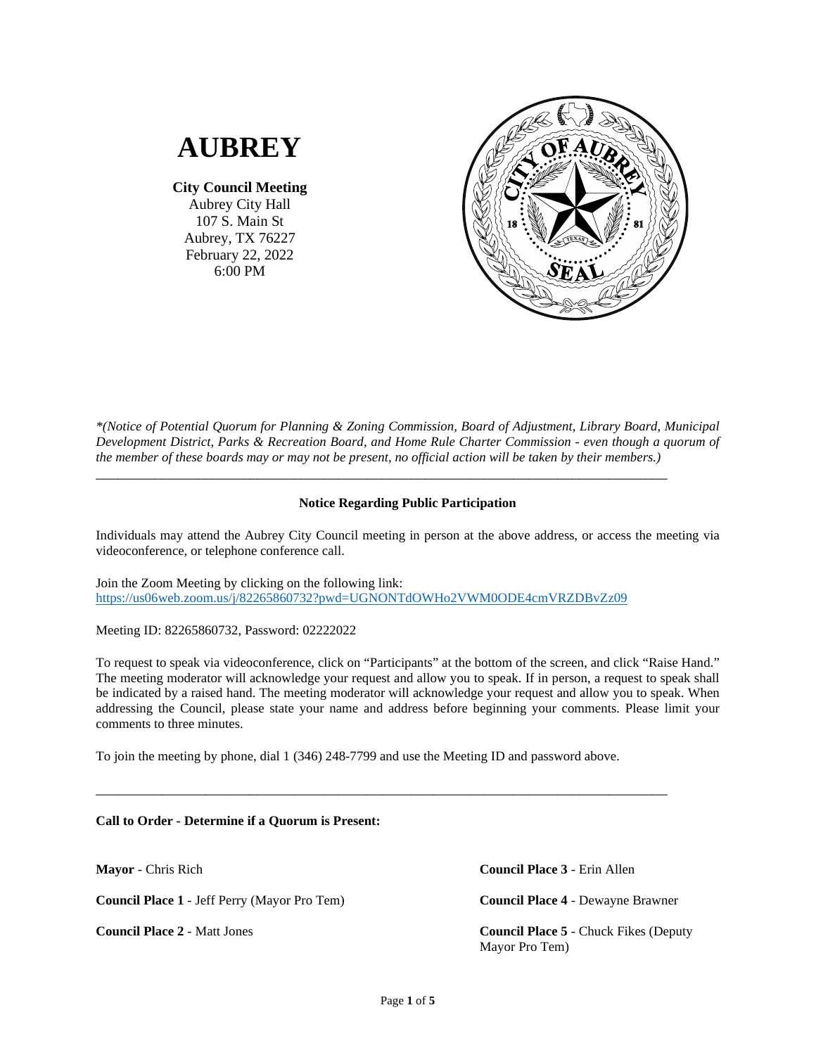# AUBREY

**City Council Meeting**
Aubrey City Hall
107 S. Main St
Aubrey, TX 76227
February 22, 2022
6:00 PM

*\*(Notice of Potential Quorum for Planning & Zoning Commission, Board of Adjustment, Library Board, Municipal Development District, Parks & Recreation Board, and Home Rule Charter Commission - even though a quorum of the member of these boards may or may not be present, no official action will be taken by their members.)*

---

**Notice Regarding Public Participation**

Individuals may attend the Aubrey City Council meeting in person at the above address, or access the meeting via videoconference, or telephone conference call.

Join the Zoom Meeting by clicking on the following link:
https://us06web.zoom.us/j/82265860732?pwd=UGNONTdOWHo2VWM0ODE4cmVRZDBvZz09

Meeting ID: 82265860732, Password: 02222022

To request to speak via videoconference, click on "Participants" at the bottom of the screen, and click "Raise Hand." The meeting moderator will acknowledge your request and allow you to speak. If in person, a request to speak shall be indicated by a raised hand. The meeting moderator will acknowledge your request and allow you to speak. When addressing the Council, please state your name and address before beginning your comments. Please limit your comments to three minutes.

To join the meeting by phone, dial 1 (346) 248-7799 and use the Meeting ID and password above.

---

**Call to Order - Determine if a Quorum is Present:**

**Mayor** - Chris Rich

**Council Place 1** - Jeff Perry (Mayor Pro Tem)

**Council Place 2** - Matt Jones

**Council Place 3** - Erin Allen

**Council Place 4** - Dewayne Brawner

**Council Place 5** - Chuck Fikes (Deputy Mayor Pro Tem)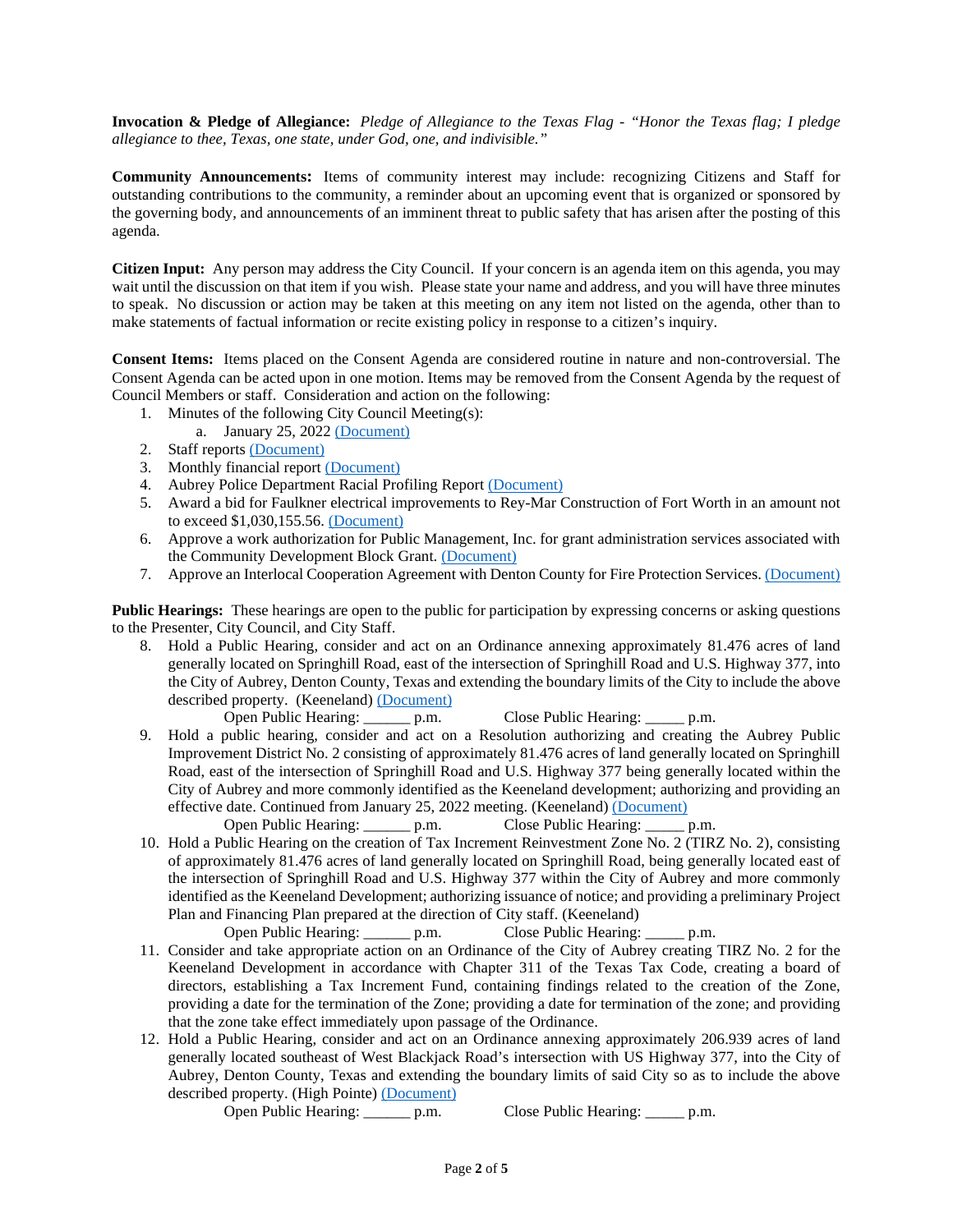**Invocation & Pledge of Allegiance:** *Pledge of Allegiance to the Texas Flag - "Honor the Texas flag; I pledge allegiance to thee, Texas, one state, under God, one, and indivisible."*

**Community Announcements:** Items of community interest may include: recognizing Citizens and Staff for outstanding contributions to the community, a reminder about an upcoming event that is organized or sponsored by the governing body, and announcements of an imminent threat to public safety that has arisen after the posting of this agenda.

**Citizen Input:** Any person may address the City Council. If your concern is an agenda item on this agenda, you may wait until the discussion on that item if you wish. Please state your name and address, and you will have three minutes to speak. No discussion or action may be taken at this meeting on any item not listed on the agenda, other than to make statements of factual information or recite existing policy in response to a citizen's inquiry.

**Consent Items:** Items placed on the Consent Agenda are considered routine in nature and non-controversial. The Consent Agenda can be acted upon in one motion. Items may be removed from the Consent Agenda by the request of Council Members or staff. Consideration and action on the following:

1. Minutes of the following City Council Meeting(s):
   a. January 25, 2022 (Document)
2. Staff reports (Document)
3. Monthly financial report (Document)
4. Aubrey Police Department Racial Profiling Report (Document)
5. Award a bid for Faulkner electrical improvements to Rey-Mar Construction of Fort Worth in an amount not to exceed $1,030,155.56. (Document)
6. Approve a work authorization for Public Management, Inc. for grant administration services associated with the Community Development Block Grant. (Document)
7. Approve an Interlocal Cooperation Agreement with Denton County for Fire Protection Services. (Document)

**Public Hearings:** These hearings are open to the public for participation by expressing concerns or asking questions to the Presenter, City Council, and City Staff.

8. Hold a Public Hearing, consider and act on an Ordinance annexing approximately 81.476 acres of land generally located on Springhill Road, east of the intersection of Springhill Road and U.S. Highway 377, into the City of Aubrey, Denton County, Texas and extending the boundary limits of the City to include the above described property. (Keeneland) (Document)
   Open Public Hearing: ______ p.m. Close Public Hearing: _____ p.m.
9. Hold a public hearing, consider and act on a Resolution authorizing and creating the Aubrey Public Improvement District No. 2 consisting of approximately 81.476 acres of land generally located on Springhill Road, east of the intersection of Springhill Road and U.S. Highway 377 being generally located within the City of Aubrey and more commonly identified as the Keeneland development; authorizing and providing an effective date. Continued from January 25, 2022 meeting. (Keeneland) (Document)
   Open Public Hearing: ______ p.m. Close Public Hearing: _____ p.m.
10. Hold a Public Hearing on the creation of Tax Increment Reinvestment Zone No. 2 (TIRZ No. 2), consisting of approximately 81.476 acres of land generally located on Springhill Road, being generally located east of the intersection of Springhill Road and U.S. Highway 377 within the City of Aubrey and more commonly identified as the Keeneland Development; authorizing issuance of notice; and providing a preliminary Project Plan and Financing Plan prepared at the direction of City staff. (Keeneland)
    Open Public Hearing: ______ p.m. Close Public Hearing: _____ p.m.
11. Consider and take appropriate action on an Ordinance of the City of Aubrey creating TIRZ No. 2 for the Keeneland Development in accordance with Chapter 311 of the Texas Tax Code, creating a board of directors, establishing a Tax Increment Fund, containing findings related to the creation of the Zone, providing a date for the termination of the Zone; providing a date for termination of the zone; and providing that the zone take effect immediately upon passage of the Ordinance.
12. Hold a Public Hearing, consider and act on an Ordinance annexing approximately 206.939 acres of land generally located southeast of West Blackjack Road's intersection with US Highway 377, into the City of Aubrey, Denton County, Texas and extending the boundary limits of said City so as to include the above described property. (High Pointe) (Document)
    Open Public Hearing: ______ p.m. Close Public Hearing: _____ p.m.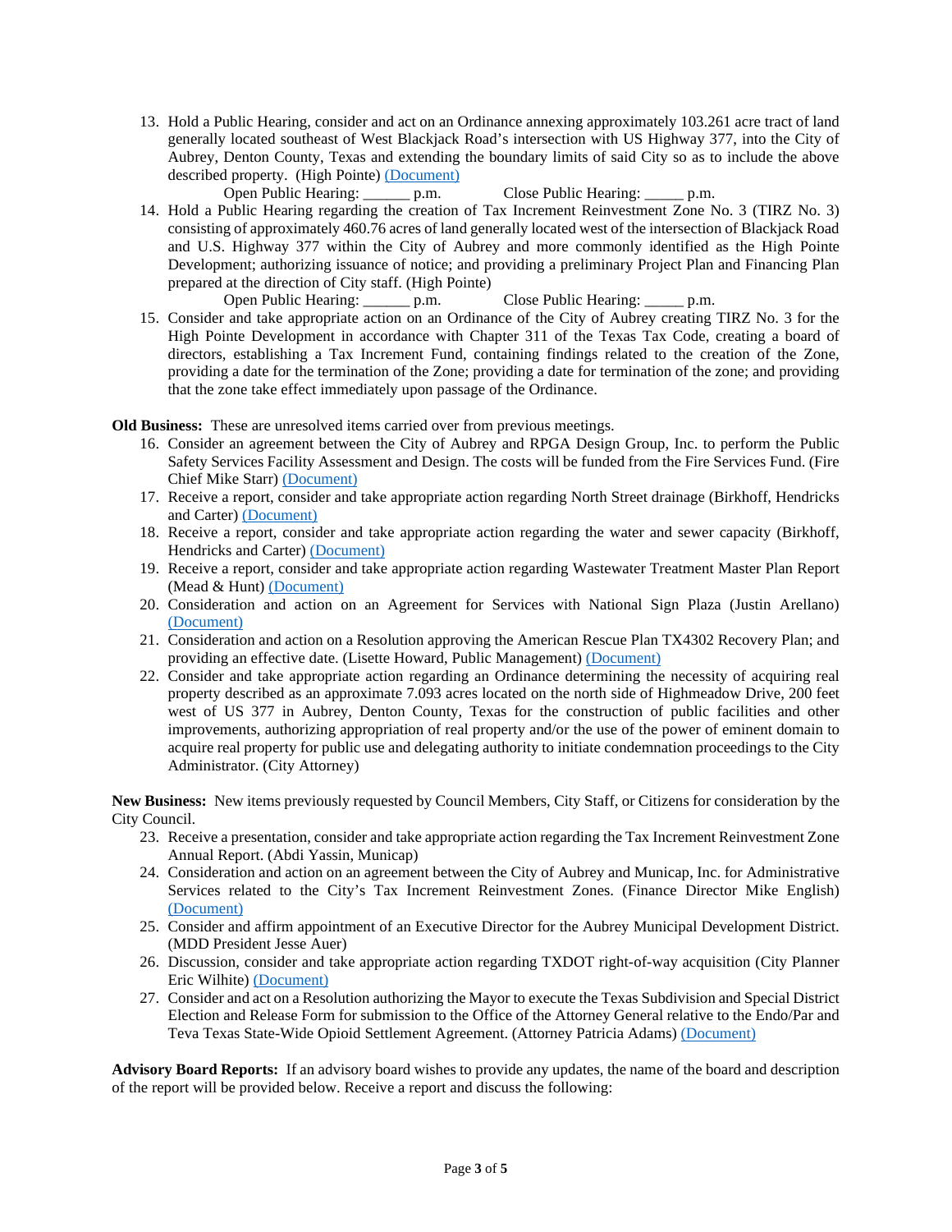13. Hold a Public Hearing, consider and act on an Ordinance annexing approximately 103.261 acre tract of land generally located southeast of West Blackjack Road's intersection with US Highway 377, into the City of Aubrey, Denton County, Texas and extending the boundary limits of said City so as to include the above described property. (High Pointe) (Document)

    Open Public Hearing: ______ p.m. Close Public Hearing: _____ p.m.
14. Hold a Public Hearing regarding the creation of Tax Increment Reinvestment Zone No. 3 (TIRZ No. 3) consisting of approximately 460.76 acres of land generally located west of the intersection of Blackjack Road and U.S. Highway 377 within the City of Aubrey and more commonly identified as the High Pointe Development; authorizing issuance of notice; and providing a preliminary Project Plan and Financing Plan prepared at the direction of City staff. (High Pointe)

    Open Public Hearing: ______ p.m. Close Public Hearing: _____ p.m.
15. Consider and take appropriate action on an Ordinance of the City of Aubrey creating TIRZ No. 3 for the High Pointe Development in accordance with Chapter 311 of the Texas Tax Code, creating a board of directors, establishing a Tax Increment Fund, containing findings related to the creation of the Zone, providing a date for the termination of the Zone; providing a date for termination of the zone; and providing that the zone take effect immediately upon passage of the Ordinance.

**Old Business:** These are unresolved items carried over from previous meetings.

16. Consider an agreement between the City of Aubrey and RPGA Design Group, Inc. to perform the Public Safety Services Facility Assessment and Design. The costs will be funded from the Fire Services Fund. (Fire Chief Mike Starr) (Document)
17. Receive a report, consider and take appropriate action regarding North Street drainage (Birkhoff, Hendricks and Carter) (Document)
18. Receive a report, consider and take appropriate action regarding the water and sewer capacity (Birkhoff, Hendricks and Carter) (Document)
19. Receive a report, consider and take appropriate action regarding Wastewater Treatment Master Plan Report (Mead & Hunt) (Document)
20. Consideration and action on an Agreement for Services with National Sign Plaza (Justin Arellano) (Document)
21. Consideration and action on a Resolution approving the American Rescue Plan TX4302 Recovery Plan; and providing an effective date. (Lisette Howard, Public Management) (Document)
22. Consider and take appropriate action regarding an Ordinance determining the necessity of acquiring real property described as an approximate 7.093 acres located on the north side of Highmeadow Drive, 200 feet west of US 377 in Aubrey, Denton County, Texas for the construction of public facilities and other improvements, authorizing appropriation of real property and/or the use of the power of eminent domain to acquire real property for public use and delegating authority to initiate condemnation proceedings to the City Administrator. (City Attorney)

**New Business:** New items previously requested by Council Members, City Staff, or Citizens for consideration by the City Council.

23. Receive a presentation, consider and take appropriate action regarding the Tax Increment Reinvestment Zone Annual Report. (Abdi Yassin, Municap)
24. Consideration and action on an agreement between the City of Aubrey and Municap, Inc. for Administrative Services related to the City's Tax Increment Reinvestment Zones. (Finance Director Mike English) (Document)
25. Consider and affirm appointment of an Executive Director for the Aubrey Municipal Development District. (MDD President Jesse Auer)
26. Discussion, consider and take appropriate action regarding TXDOT right-of-way acquisition (City Planner Eric Wilhite) (Document)
27. Consider and act on a Resolution authorizing the Mayor to execute the Texas Subdivision and Special District Election and Release Form for submission to the Office of the Attorney General relative to the Endo/Par and Teva Texas State-Wide Opioid Settlement Agreement. (Attorney Patricia Adams) (Document)

**Advisory Board Reports:** If an advisory board wishes to provide any updates, the name of the board and description of the report will be provided below. Receive a report and discuss the following: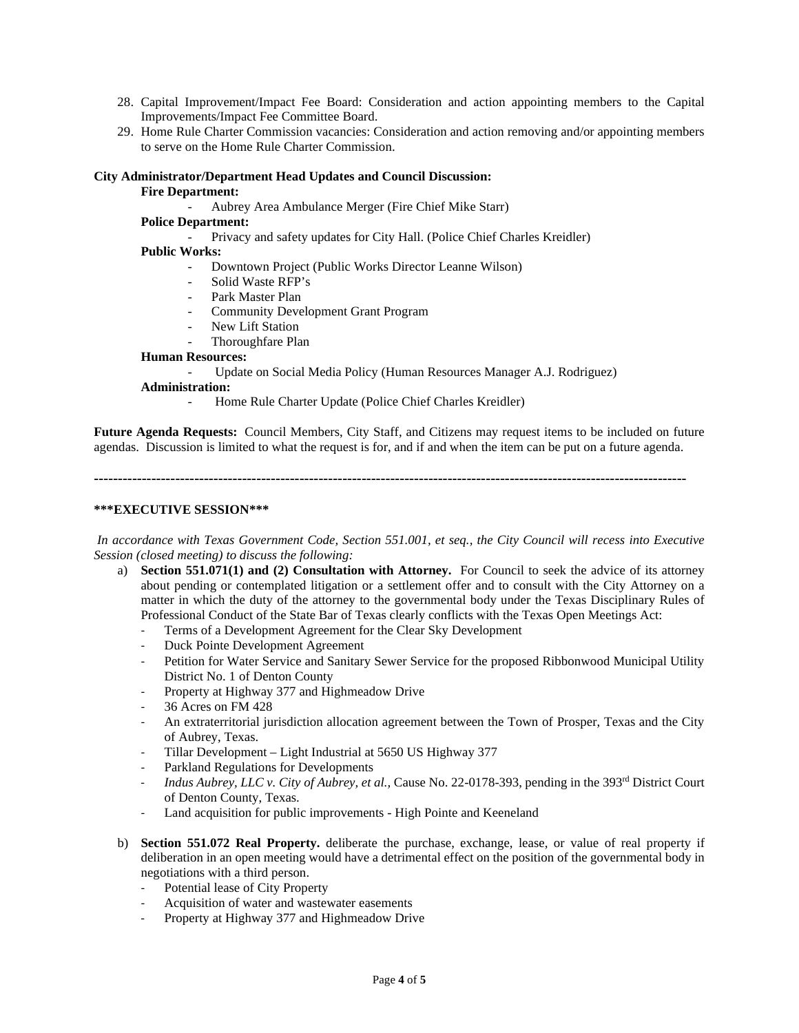28. Capital Improvement/Impact Fee Board: Consideration and action appointing members to the Capital Improvements/Impact Fee Committee Board.
29. Home Rule Charter Commission vacancies: Consideration and action removing and/or appointing members to serve on the Home Rule Charter Commission.

**City Administrator/Department Head Updates and Council Discussion:**

**Fire Department:**
- Aubrey Area Ambulance Merger (Fire Chief Mike Starr)

**Police Department:**
- Privacy and safety updates for City Hall. (Police Chief Charles Kreidler)

**Public Works:**
- Downtown Project (Public Works Director Leanne Wilson)
- Solid Waste RFP's
- Park Master Plan
- Community Development Grant Program
- New Lift Station
- Thoroughfare Plan

**Human Resources:**
- Update on Social Media Policy (Human Resources Manager A.J. Rodriguez)

**Administration:**
- Home Rule Charter Update (Police Chief Charles Kreidler)

**Future Agenda Requests:** Council Members, City Staff, and Citizens may request items to be included on future agendas. Discussion is limited to what the request is for, and if and when the item can be put on a future agenda.

---

**\*\*\*EXECUTIVE SESSION\*\*\***

*In accordance with Texas Government Code, Section 551.001, et seq., the City Council will recess into Executive Session (closed meeting) to discuss the following:*

a) **Section 551.071(1) and (2) Consultation with Attorney.** For Council to seek the advice of its attorney about pending or contemplated litigation or a settlement offer and to consult with the City Attorney on a matter in which the duty of the attorney to the governmental body under the Texas Disciplinary Rules of Professional Conduct of the State Bar of Texas clearly conflicts with the Texas Open Meetings Act:
   - Terms of a Development Agreement for the Clear Sky Development
   - Duck Pointe Development Agreement
   - Petition for Water Service and Sanitary Sewer Service for the proposed Ribbonwood Municipal Utility District No. 1 of Denton County
   - Property at Highway 377 and Highmeadow Drive
   - 36 Acres on FM 428
   - An extraterritorial jurisdiction allocation agreement between the Town of Prosper, Texas and the City of Aubrey, Texas.
   - Tillar Development – Light Industrial at 5650 US Highway 377
   - Parkland Regulations for Developments
   - *Indus Aubrey, LLC v. City of Aubrey, et al.,* Cause No. 22-0178-393, pending in the 393rd District Court of Denton County, Texas.
   - Land acquisition for public improvements - High Pointe and Keeneland

b) **Section 551.072 Real Property.** deliberate the purchase, exchange, lease, or value of real property if deliberation in an open meeting would have a detrimental effect on the position of the governmental body in negotiations with a third person.
   - Potential lease of City Property
   - Acquisition of water and wastewater easements
   - Property at Highway 377 and Highmeadow Drive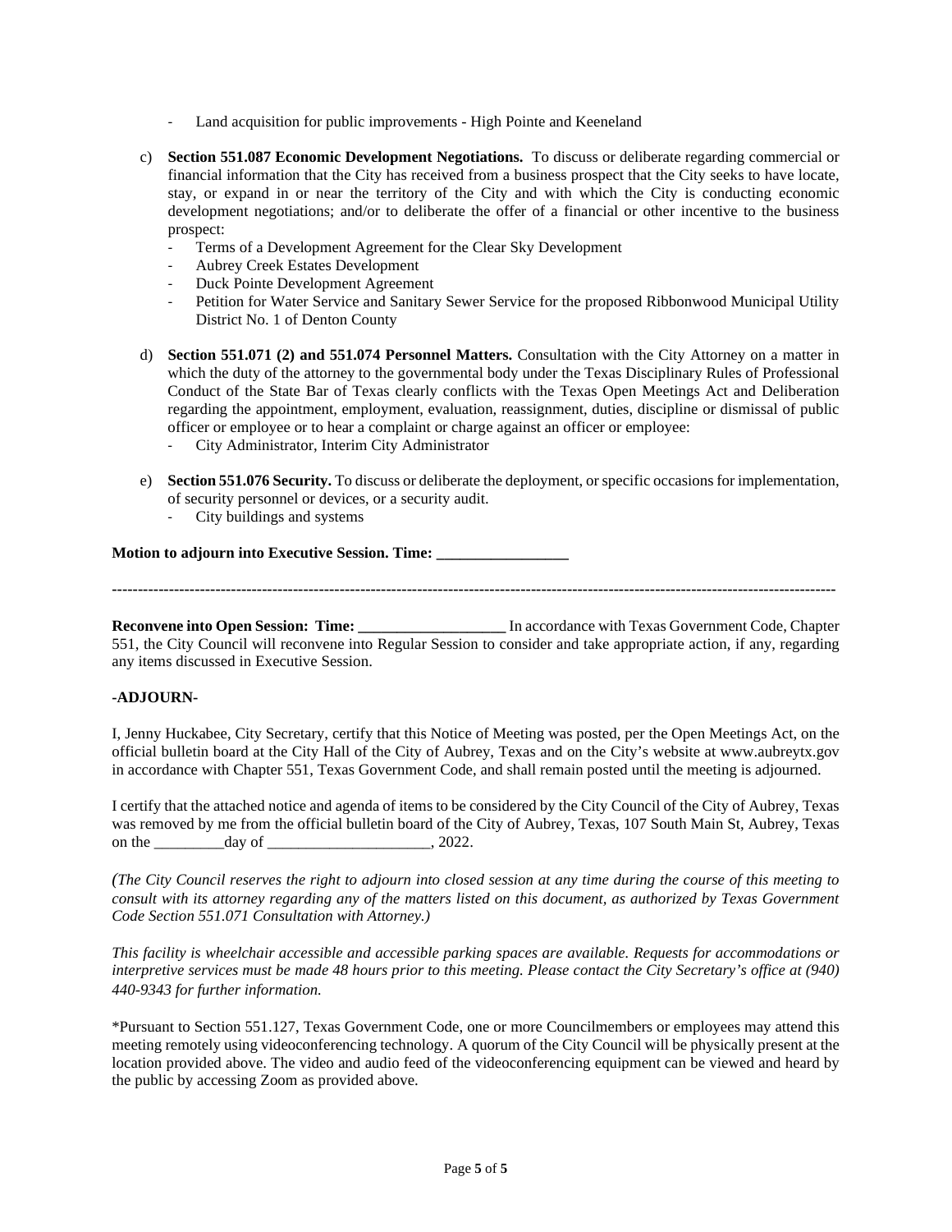- Land acquisition for public improvements - High Pointe and Keeneland

c) **Section 551.087 Economic Development Negotiations.** To discuss or deliberate regarding commercial or financial information that the City has received from a business prospect that the City seeks to have locate, stay, or expand in or near the territory of the City and with which the City is conducting economic development negotiations; and/or to deliberate the offer of a financial or other incentive to the business prospect:
   - Terms of a Development Agreement for the Clear Sky Development
   - Aubrey Creek Estates Development
   - Duck Pointe Development Agreement
   - Petition for Water Service and Sanitary Sewer Service for the proposed Ribbonwood Municipal Utility District No. 1 of Denton County

d) **Section 551.071 (2) and 551.074 Personnel Matters.** Consultation with the City Attorney on a matter in which the duty of the attorney to the governmental body under the Texas Disciplinary Rules of Professional Conduct of the State Bar of Texas clearly conflicts with the Texas Open Meetings Act and Deliberation regarding the appointment, employment, evaluation, reassignment, duties, discipline or dismissal of public officer or employee or to hear a complaint or charge against an officer or employee:
   - City Administrator, Interim City Administrator

e) **Section 551.076 Security.** To discuss or deliberate the deployment, or specific occasions for implementation, of security personnel or devices, or a security audit.
   - City buildings and systems

**Motion to adjourn into Executive Session. Time: _________________**

---

**Reconvene into Open Session: Time: ___________________** In accordance with Texas Government Code, Chapter 551, the City Council will reconvene into Regular Session to consider and take appropriate action, if any, regarding any items discussed in Executive Session.

**-ADJOURN-**

I, Jenny Huckabee, City Secretary, certify that this Notice of Meeting was posted, per the Open Meetings Act, on the official bulletin board at the City Hall of the City of Aubrey, Texas and on the City's website at www.aubreytx.gov in accordance with Chapter 551, Texas Government Code, and shall remain posted until the meeting is adjourned.

I certify that the attached notice and agenda of items to be considered by the City Council of the City of Aubrey, Texas was removed by me from the official bulletin board of the City of Aubrey, Texas, 107 South Main St, Aubrey, Texas on the _________day of _____________________, 2022.

*(The City Council reserves the right to adjourn into closed session at any time during the course of this meeting to consult with its attorney regarding any of the matters listed on this document, as authorized by Texas Government Code Section 551.071 Consultation with Attorney.)*

*This facility is wheelchair accessible and accessible parking spaces are available. Requests for accommodations or interpretive services must be made 48 hours prior to this meeting. Please contact the City Secretary's office at (940) 440-9343 for further information.*

*Pursuant to Section 551.127, Texas Government Code, one or more Councilmembers or employees may attend this meeting remotely using videoconferencing technology. A quorum of the City Council will be physically present at the location provided above. The video and audio feed of the videoconferencing equipment can be viewed and heard by the public by accessing Zoom as provided above.